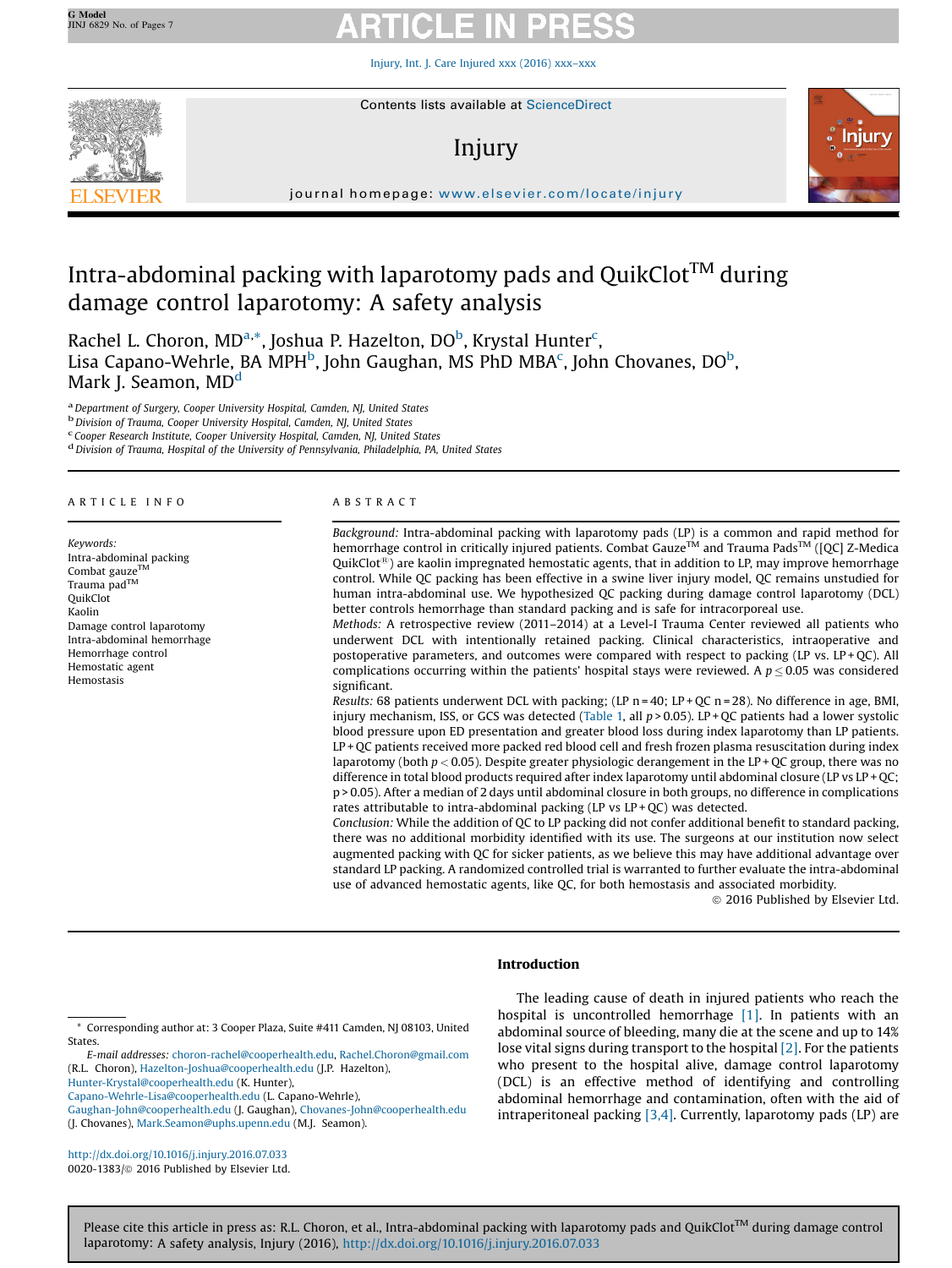# Intra-abdominal packing with laparotomy pads and QuikClot™ during damage control laparotomy: A safety analysis

Rachel L. Choron, MD[a,*], Joshua P. Hazelton, DO[b], Krystal Hunter[c], Lisa Capano-Wehrle, BA MPH[b], John Gaughan, MS PhD MBA[c], John Chovanes, DO[b], Mark J. Seamon, MD[d]

[a] Department of Surgery, Cooper University Hospital, Camden, NJ, United States
[b] Division of Trauma, Cooper University Hospital, Camden, NJ, United States
[c] Cooper Research Institute, Cooper University Hospital, Camden, NJ, United States
[d] Division of Trauma, Hospital of the University of Pennsylvania, Philadelphia, PA, United States

## ARTICLE INFO

*Keywords:*
Intra-abdominal packing
Combat gauze™
Trauma pad™
QuikClot
Kaolin
Damage control laparotomy
Intra-abdominal hemorrhage
Hemorrhage control
Hemostatic agent
Hemostasis

## ABSTRACT

*Background:* Intra-abdominal packing with laparotomy pads (LP) is a common and rapid method for hemorrhage control in critically injured patients. Combat Gauze™ and Trauma Pads™ ([QC] Z-Medica QuikClot®) are kaolin impregnated hemostatic agents, that in addition to LP, may improve hemorrhage control. While QC packing has been effective in a swine liver injury model, QC remains unstudied for human intra-abdominal use. We hypothesized QC packing during damage control laparotomy (DCL) better controls hemorrhage than standard packing and is safe for intracorporeal use.

*Methods:* A retrospective review (2011–2014) at a Level-I Trauma Center reviewed all patients who underwent DCL with intentionally retained packing. Clinical characteristics, intraoperative and postoperative parameters, and outcomes were compared with respect to packing (LP vs. LP + QC). All complications occurring within the patients' hospital stays were reviewed. A $p \leq 0.05$ was considered significant.

*Results:* 68 patients underwent DCL with packing; (LP n = 40; LP + QC n = 28). No difference in age, BMI, injury mechanism, ISS, or GCS was detected (Table 1, all $p > 0.05$). LP + QC patients had a lower systolic blood pressure upon ED presentation and greater blood loss during index laparotomy than LP patients. LP + QC patients received more packed red blood cell and fresh frozen plasma resuscitation during index laparotomy (both $p < 0.05$). Despite greater physiologic derangement in the LP + QC group, there was no difference in total blood products required after index laparotomy until abdominal closure (LP vs LP + QC; $p > 0.05$). After a median of 2 days until abdominal closure in both groups, no difference in complications rates attributable to intra-abdominal packing (LP vs LP + QC) was detected.

*Conclusion:* While the addition of QC to LP packing did not confer additional benefit to standard packing, there was no additional morbidity identified with its use. The surgeons at our institution now select augmented packing with QC for sicker patients, as we believe this may have additional advantage over standard LP packing. A randomized controlled trial is warranted to further evaluate the intra-abdominal use of advanced hemostatic agents, like QC, for both hemostasis and associated morbidity.

© 2016 Published by Elsevier Ltd.

## Introduction

The leading cause of death in injured patients who reach the hospital is uncontrolled hemorrhage [1]. In patients with an abdominal source of bleeding, many die at the scene and up to 14% lose vital signs during transport to the hospital [2]. For the patients who present to the hospital alive, damage control laparotomy (DCL) is an effective method of identifying and controlling abdominal hemorrhage and contamination, often with the aid of intraperitoneal packing [3,4]. Currently, laparotomy pads (LP) are

\* Corresponding author at: 3 Cooper Plaza, Suite #411 Camden, NJ 08103, United States.

*E-mail addresses:* choron-rachel@cooperhealth.edu, Rachel.Choron@gmail.com (R.L. Choron), Hazelton-Joshua@cooperhealth.edu (J.P. Hazelton), Hunter-Krystal@cooperhealth.edu (K. Hunter), Capano-Wehrle-Lisa@cooperhealth.edu (L. Capano-Wehrle), Gaughan-John@cooperhealth.edu (J. Gaughan), Chovanes-John@cooperhealth.edu (J. Chovanes), Mark.Seamon@uphs.upenn.edu (M.J. Seamon).

http://dx.doi.org/10.1016/j.injury.2016.07.033
0020-1383/© 2016 Published by Elsevier Ltd.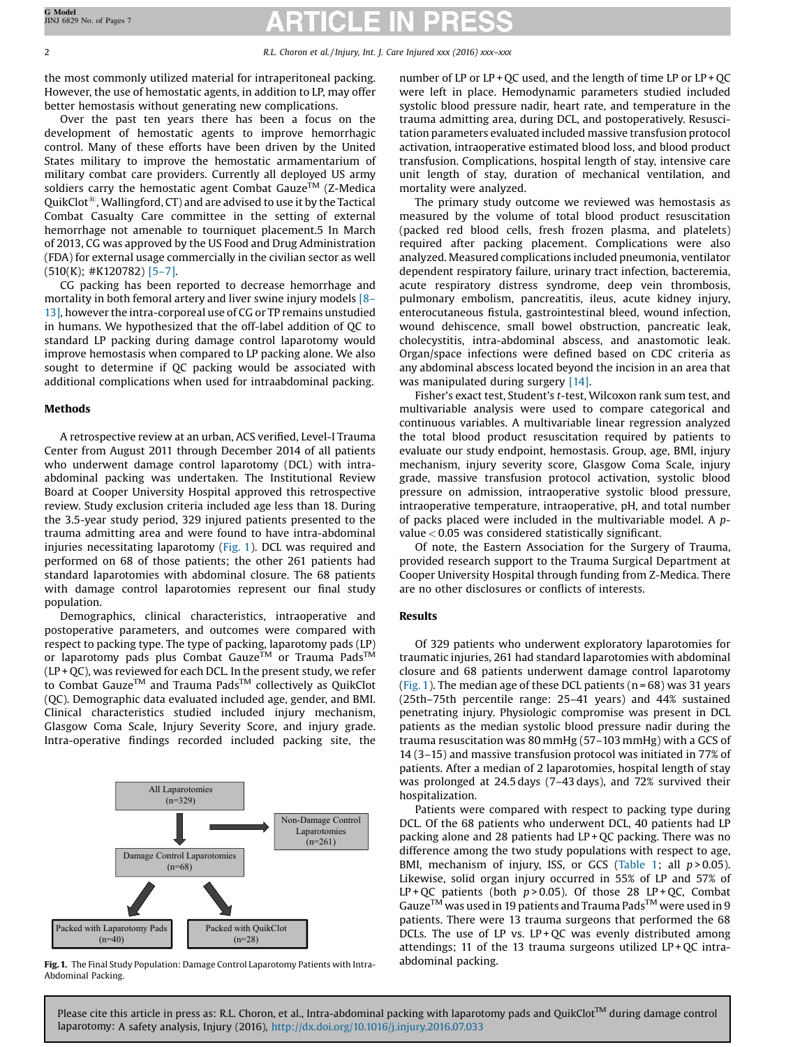the most commonly utilized material for intraperitoneal packing. However, the use of hemostatic agents, in addition to LP, may offer better hemostasis without generating new complications.

Over the past ten years there has been a focus on the development of hemostatic agents to improve hemorrhagic control. Many of these efforts have been driven by the United States military to improve the hemostatic armamentarium of military combat care providers. Currently all deployed US army soldiers carry the hemostatic agent Combat Gauze™ (Z-Medica QuikClot®, Wallingford, CT) and are advised to use it by the Tactical Combat Casualty Care committee in the setting of external hemorrhage not amenable to tourniquet placement.5 In March of 2013, CG was approved by the US Food and Drug Administration (FDA) for external usage commercially in the civilian sector as well (510(K); #K120782) [5–7].

CG packing has been reported to decrease hemorrhage and mortality in both femoral artery and liver swine injury models [8–13], however the intra-corporeal use of CG or TP remains unstudied in humans. We hypothesized that the off-label addition of QC to standard LP packing during damage control laparotomy would improve hemostasis when compared to LP packing alone. We also sought to determine if QC packing would be associated with additional complications when used for intraabdominal packing.

## Methods

A retrospective review at an urban, ACS verified, Level-I Trauma Center from August 2011 through December 2014 of all patients who underwent damage control laparotomy (DCL) with intra-abdominal packing was undertaken. The Institutional Review Board at Cooper University Hospital approved this retrospective review. Study exclusion criteria included age less than 18. During the 3.5-year study period, 329 injured patients presented to the trauma admitting area and were found to have intra-abdominal injuries necessitating laparotomy (Fig. 1). DCL was required and performed on 68 of those patients; the other 261 patients had standard laparotomies with abdominal closure. The 68 patients with damage control laparotomies represent our final study population.

Demographics, clinical characteristics, intraoperative and postoperative parameters, and outcomes were compared with respect to packing type. The type of packing, laparotomy pads (LP) or laparotomy pads plus Combat Gauze™ or Trauma Pads™ (LP + QC), was reviewed for each DCL. In the present study, we refer to Combat Gauze™ and Trauma Pads™ collectively as QuikClot (QC). Demographic data evaluated included age, gender, and BMI. Clinical characteristics studied included injury mechanism, Glasgow Coma Scale, Injury Severity Score, and injury grade. Intra-operative findings recorded included packing site, the number of LP or LP + QC used, and the length of time LP or LP + QC were left in place. Hemodynamic parameters studied included systolic blood pressure nadir, heart rate, and temperature in the trauma admitting area, during DCL, and postoperatively. Resuscitation parameters evaluated included massive transfusion protocol activation, intraoperative estimated blood loss, and blood product transfusion. Complications, hospital length of stay, intensive care unit length of stay, duration of mechanical ventilation, and mortality were analyzed.

The primary study outcome we reviewed was hemostasis as measured by the volume of total blood product resuscitation (packed red blood cells, fresh frozen plasma, and platelets) required after packing placement. Complications were also analyzed. Measured complications included pneumonia, ventilator dependent respiratory failure, urinary tract infection, bacteremia, acute respiratory distress syndrome, deep vein thrombosis, pulmonary embolism, pancreatitis, ileus, acute kidney injury, enterocutaneous fistula, gastrointestinal bleed, wound infection, wound dehiscence, small bowel obstruction, pancreatic leak, cholecystitis, intra-abdominal abscess, and anastomotic leak. Organ/space infections were defined based on CDC criteria as any abdominal abscess located beyond the incision in an area that was manipulated during surgery [14].

Fisher's exact test, Student's *t*-test, Wilcoxon rank sum test, and multivariable analysis were used to compare categorical and continuous variables. A multivariable linear regression analyzed the total blood product resuscitation required by patients to evaluate our study endpoint, hemostasis. Group, age, BMI, injury mechanism, injury severity score, Glasgow Coma Scale, injury grade, massive transfusion protocol activation, systolic blood pressure on admission, intraoperative systolic blood pressure, intraoperative temperature, intraoperative, pH, and total number of packs placed were included in the multivariable model. A *p*-value $< 0.05$ was considered statistically significant.

Of note, the Eastern Association for the Surgery of Trauma, provided research support to the Trauma Surgical Department at Cooper University Hospital through funding from Z-Medica. There are no other disclosures or conflicts of interests.

All Laparotomies (n=329) → Non-Damage Control Laparotomies (n=261); Damage Control Laparotomies (n=68) → Packed with Laparotomy Pads (n=40); Packed with QuikClot (n=28)

**Fig. 1.** The Final Study Population: Damage Control Laparotomy Patients with Intra-Abdominal Packing.

## Results

Of 329 patients who underwent exploratory laparotomies for traumatic injuries, 261 had standard laparotomies with abdominal closure and 68 patients underwent damage control laparotomy (Fig. 1). The median age of these DCL patients (n = 68) was 31 years (25th–75th percentile range: 25–41 years) and 44% sustained penetrating injury. Physiologic compromise was present in DCL patients as the median systolic blood pressure nadir during the trauma resuscitation was 80 mmHg (57–103 mmHg) with a GCS of 14 (3–15) and massive transfusion protocol was initiated in 77% of patients. After a median of 2 laparotomies, hospital length of stay was prolonged at 24.5 days (7–43 days), and 72% survived their hospitalization.

Patients were compared with respect to packing type during DCL. Of the 68 patients who underwent DCL, 40 patients had LP packing alone and 28 patients had LP + QC packing. There was no difference among the two study populations with respect to age, BMI, mechanism of injury, ISS, or GCS (Table 1; all $p > 0.05$). Likewise, solid organ injury occurred in 55% of LP and 57% of LP + QC patients (both $p > 0.05$). Of those 28 LP + QC, Combat Gauze™ was used in 19 patients and Trauma Pads™ were used in 9 patients. There were 13 trauma surgeons that performed the 68 DCLs. The use of LP vs. LP + QC was evenly distributed among attendings; 11 of the 13 trauma surgeons utilized LP + QC intra-abdominal packing.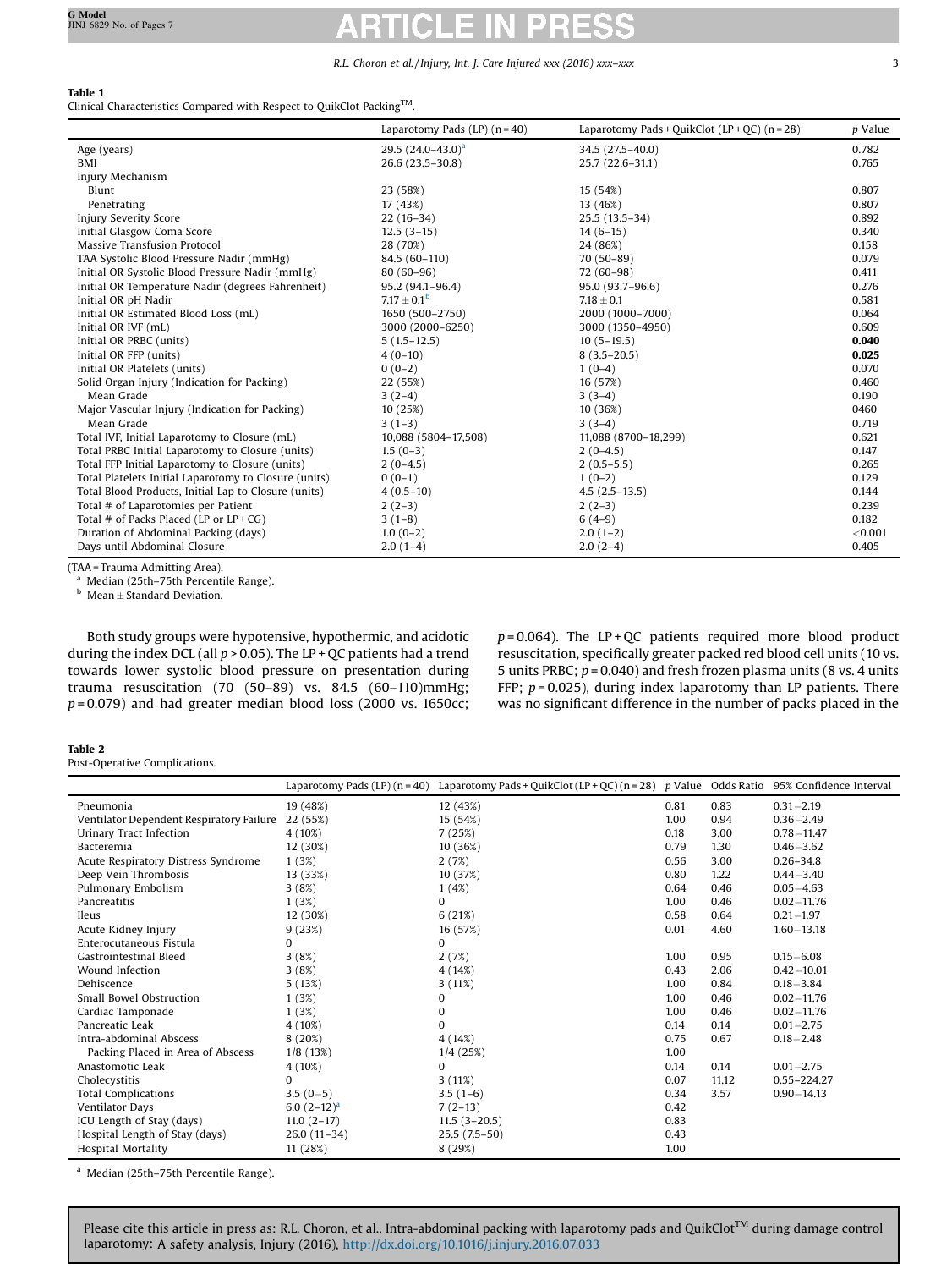**Table 1**
Clinical Characteristics Compared with Respect to QuikClot Packing™.

| | Laparotomy Pads (LP) (n = 40) | Laparotomy Pads + QuikClot (LP + QC) (n = 28) | *p* Value |
|---|---|---|---|
| Age (years) | 29.5 (24.0–43.0)[a] | 34.5 (27.5–40.0) | 0.782 |
| BMI | 26.6 (23.5–30.8) | 25.7 (22.6–31.1) | 0.765 |
| Injury Mechanism | | | |
| Blunt | 23 (58%) | 15 (54%) | 0.807 |
| Penetrating | 17 (43%) | 13 (46%) | 0.807 |
| Injury Severity Score | 22 (16–34) | 25.5 (13.5–34) | 0.892 |
| Initial Glasgow Coma Score | 12.5 (3–15) | 14 (6–15) | 0.340 |
| Massive Transfusion Protocol | 28 (70%) | 24 (86%) | 0.158 |
| TAA Systolic Blood Pressure Nadir (mmHg) | 84.5 (60–110) | 70 (50–89) | 0.079 |
| Initial OR Systolic Blood Pressure Nadir (mmHg) | 80 (60–96) | 72 (60–98) | 0.411 |
| Initial OR Temperature Nadir (degrees Fahrenheit) | 95.2 (94.1–96.4) | 95.0 (93.7–96.6) | 0.276 |
| Initial OR pH Nadir | 7.17 ± 0.1[b] | 7.18 ± 0.1 | 0.581 |
| Initial OR Estimated Blood Loss (mL) | 1650 (500–2750) | 2000 (1000–7000) | 0.064 |
| Initial OR IVF (mL) | 3000 (2000–6250) | 3000 (1350–4950) | 0.609 |
| Initial OR PRBC (units) | 5 (1.5–12.5) | 10 (5–19.5) | **0.040** |
| Initial OR FFP (units) | 4 (0–10) | 8 (3.5–20.5) | **0.025** |
| Initial OR Platelets (units) | 0 (0–2) | 1 (0–4) | 0.070 |
| Solid Organ Injury (Indication for Packing) | 22 (55%) | 16 (57%) | 0.460 |
| Mean Grade | 3 (2–4) | 3 (3–4) | 0.190 |
| Major Vascular Injury (Indication for Packing) | 10 (25%) | 10 (36%) | 0460 |
| Mean Grade | 3 (1–3) | 3 (3–4) | 0.719 |
| Total IVF, Initial Laparotomy to Closure (mL) | 10,088 (5804–17,508) | 11,088 (8700–18,299) | 0.621 |
| Total PRBC Initial Laparotomy to Closure (units) | 1.5 (0–3) | 2 (0–4.5) | 0.147 |
| Total FFP Initial Laparotomy to Closure (units) | 2 (0–4.5) | 2 (0.5–5.5) | 0.265 |
| Total Platelets Initial Laparotomy to Closure (units) | 0 (0–1) | 1 (0–2) | 0.129 |
| Total Blood Products, Initial Lap to Closure (units) | 4 (0.5–10) | 4.5 (2.5–13.5) | 0.144 |
| Total # of Laparotomies per Patient | 2 (2–3) | 2 (2–3) | 0.239 |
| Total # of Packs Placed (LP or LP + CG) | 3 (1–8) | 6 (4–9) | 0.182 |
| Duration of Abdominal Packing (days) | 1.0 (0–2) | 2.0 (1–2) | <0.001 |
| Days until Abdominal Closure | 2.0 (1–4) | 2.0 (2–4) | 0.405 |

(TAA = Trauma Admitting Area).
[a] Median (25th–75th Percentile Range).
[b] Mean ± Standard Deviation.

Both study groups were hypotensive, hypothermic, and acidotic during the index DCL (all $p > 0.05$). The LP + QC patients had a trend towards lower systolic blood pressure on presentation during trauma resuscitation (70 (50–89) vs. 84.5 (60–110)mmHg; $p = 0.079$) and had greater median blood loss (2000 vs. 1650cc; $p = 0.064$). The LP + QC patients required more blood product resuscitation, specifically greater packed red blood cell units (10 vs. 5 units PRBC; $p = 0.040$) and fresh frozen plasma units (8 vs. 4 units FFP; $p = 0.025$), during index laparotomy than LP patients. There was no significant difference in the number of packs placed in the

**Table 2**
Post-Operative Complications.

| | Laparotomy Pads (LP) (n = 40) | Laparotomy Pads + QuikClot (LP + QC) (n = 28) | *p* Value | Odds Ratio | 95% Confidence Interval |
|---|---|---|---|---|---|
| Pneumonia | 19 (48%) | 12 (43%) | 0.81 | 0.83 | 0.31–2.19 |
| Ventilator Dependent Respiratory Failure | 22 (55%) | 15 (54%) | 1.00 | 0.94 | 0.36–2.49 |
| Urinary Tract Infection | 4 (10%) | 7 (25%) | 0.18 | 3.00 | 0.78–11.47 |
| Bacteremia | 12 (30%) | 10 (36%) | 0.79 | 1.30 | 0.46–3.62 |
| Acute Respiratory Distress Syndrome | 1 (3%) | 2 (7%) | 0.56 | 3.00 | 0.26–34.8 |
| Deep Vein Thrombosis | 13 (33%) | 10 (37%) | 0.80 | 1.22 | 0.44–3.40 |
| Pulmonary Embolism | 3 (8%) | 1 (4%) | 0.64 | 0.46 | 0.05–4.63 |
| Pancreatitis | 1 (3%) | 0 | 1.00 | 0.46 | 0.02–11.76 |
| Ileus | 12 (30%) | 6 (21%) | 0.58 | 0.64 | 0.21–1.97 |
| Acute Kidney Injury | 9 (23%) | 16 (57%) | 0.01 | 4.60 | 1.60–13.18 |
| Enterocutaneous Fistula | 0 | 0 | | | |
| Gastrointestinal Bleed | 3 (8%) | 2 (7%) | 1.00 | 0.95 | 0.15–6.08 |
| Wound Infection | 3 (8%) | 4 (14%) | 0.43 | 2.06 | 0.42–10.01 |
| Dehiscence | 5 (13%) | 3 (11%) | 1.00 | 0.84 | 0.18–3.84 |
| Small Bowel Obstruction | 1 (3%) | 0 | 1.00 | 0.46 | 0.02–11.76 |
| Cardiac Tamponade | 1 (3%) | 0 | 1.00 | 0.46 | 0.02–11.76 |
| Pancreatic Leak | 4 (10%) | 0 | 0.14 | 0.14 | 0.01–2.75 |
| Intra-abdominal Abscess | 8 (20%) | 4 (14%) | 0.75 | 0.67 | 0.18–2.48 |
| Packing Placed in Area of Abscess | 1/8 (13%) | 1/4 (25%) | 1.00 | | |
| Anastomotic Leak | 4 (10%) | 0 | 0.14 | 0.14 | 0.01–2.75 |
| Cholecystitis | 0 | 3 (11%) | 0.07 | 11.12 | 0.55–224.27 |
| Total Complications | 3.5 (0–5) | 3.5 (1–6) | 0.34 | 3.57 | 0.90–14.13 |
| Ventilator Days | 6.0 (2–12)[a] | 7 (2–13) | 0.42 | | |
| ICU Length of Stay (days) | 11.0 (2–17) | 11.5 (3–20.5) | 0.83 | | |
| Hospital Length of Stay (days) | 26.0 (11–34) | 25.5 (7.5–50) | 0.43 | | |
| Hospital Mortality | 11 (28%) | 8 (29%) | 1.00 | | |

[a] Median (25th–75th Percentile Range).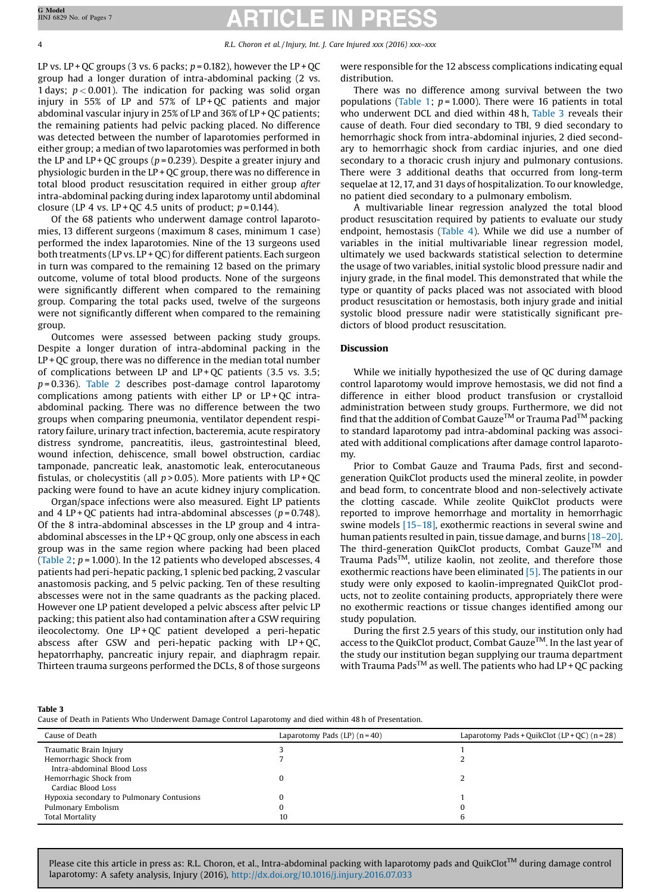LP vs. LP + QC groups (3 vs. 6 packs; $p = 0.182$), however the LP + QC group had a longer duration of intra-abdominal packing (2 vs. 1 days; $p < 0.001$). The indication for packing was solid organ injury in 55% of LP and 57% of LP + QC patients and major abdominal vascular injury in 25% of LP and 36% of LP + QC patients; the remaining patients had pelvic packing placed. No difference was detected between the number of laparotomies performed in either group; a median of two laparotomies was performed in both the LP and LP + QC groups ($p = 0.239$). Despite a greater injury and physiologic burden in the LP + QC group, there was no difference in total blood product resuscitation required in either group *after* intra-abdominal packing during index laparotomy until abdominal closure (LP 4 vs. LP + QC 4.5 units of product; $p = 0.144$).

Of the 68 patients who underwent damage control laparotomies, 13 different surgeons (maximum 8 cases, minimum 1 case) performed the index laparotomies. Nine of the 13 surgeons used both treatments (LP vs. LP + QC) for different patients. Each surgeon in turn was compared to the remaining 12 based on the primary outcome, volume of total blood products. None of the surgeons were significantly different when compared to the remaining group. Comparing the total packs used, twelve of the surgeons were not significantly different when compared to the remaining group.

Outcomes were assessed between packing study groups. Despite a longer duration of intra-abdominal packing in the LP + QC group, there was no difference in the median total number of complications between LP and LP + QC patients (3.5 vs. 3.5; $p = 0.336$). Table 2 describes post-damage control laparotomy complications among patients with either LP or LP + QC intra-abdominal packing. There was no difference between the two groups when comparing pneumonia, ventilator dependent respiratory failure, urinary tract infection, bacteremia, acute respiratory distress syndrome, pancreatitis, ileus, gastrointestinal bleed, wound infection, dehiscence, small bowel obstruction, cardiac tamponade, pancreatic leak, anastomotic leak, enterocutaneous fistulas, or cholecystitis (all $p > 0.05$). More patients with LP + QC packing were found to have an acute kidney injury complication.

Organ/space infections were also measured. Eight LP patients and 4 LP + QC patients had intra-abdominal abscesses ($p = 0.748$). Of the 8 intra-abdominal abscesses in the LP group and 4 intra-abdominal abscesses in the LP + QC group, only one abscess in each group was in the same region where packing had been placed (Table 2; $p = 1.000$). In the 12 patients who developed abscesses, 4 patients had peri-hepatic packing, 1 splenic bed packing, 2 vascular anastomosis packing, and 5 pelvic packing. Ten of these resulting abscesses were not in the same quadrants as the packing placed. However one LP patient developed a pelvic abscess after pelvic LP packing; this patient also had contamination after a GSW requiring ileocolectomy. One LP + QC patient developed a peri-hepatic abscess after GSW and peri-hepatic packing with LP + QC, hepatorrhaphy, pancreatic injury repair, and diaphragm repair. Thirteen trauma surgeons performed the DCLs, 8 of those surgeons were responsible for the 12 abscess complications indicating equal distribution.

There was no difference among survival between the two populations (Table 1; $p = 1.000$). There were 16 patients in total who underwent DCL and died within 48 h, Table 3 reveals their cause of death. Four died secondary to TBI, 9 died secondary to hemorrhagic shock from intra-abdominal injuries, 2 died secondary to hemorrhagic shock from cardiac injuries, and one died secondary to a thoracic crush injury and pulmonary contusions. There were 3 additional deaths that occurred from long-term sequelae at 12, 17, and 31 days of hospitalization. To our knowledge, no patient died secondary to a pulmonary embolism.

A multivariable linear regression analyzed the total blood product resuscitation required by patients to evaluate our study endpoint, hemostasis (Table 4). While we did use a number of variables in the initial multivariable linear regression model, ultimately we used backwards statistical selection to determine the usage of two variables, initial systolic blood pressure nadir and injury grade, in the final model. This demonstrated that while the type or quantity of packs placed was not associated with blood product resuscitation or hemostasis, both injury grade and initial systolic blood pressure nadir were statistically significant predictors of blood product resuscitation.

## Discussion

While we initially hypothesized the use of QC during damage control laparotomy would improve hemostasis, we did not find a difference in either blood product transfusion or crystalloid administration between study groups. Furthermore, we did not find that the addition of Combat Gauze™ or Trauma Pad™ packing to standard laparotomy pad intra-abdominal packing was associated with additional complications after damage control laparotomy.

Prior to Combat Gauze and Trauma Pads, first and second-generation QuikClot products used the mineral zeolite, in powder and bead form, to concentrate blood and non-selectively activate the clotting cascade. While zeolite QuikClot products were reported to improve hemorrhage and mortality in hemorrhagic swine models [15–18], exothermic reactions in several swine and human patients resulted in pain, tissue damage, and burns [18–20]. The third-generation QuikClot products, Combat Gauze™ and Trauma Pads™, utilize kaolin, not zeolite, and therefore those exothermic reactions have been eliminated [5]. The patients in our study were only exposed to kaolin-impregnated QuikClot products, not to zeolite containing products, appropriately there were no exothermic reactions or tissue changes identified among our study population.

During the first 2.5 years of this study, our institution only had access to the QuikClot product, Combat Gauze™. In the last year of the study our institution began supplying our trauma department with Trauma Pads™ as well. The patients who had LP + QC packing

**Table 3**
Cause of Death in Patients Who Underwent Damage Control Laparotomy and died within 48 h of Presentation.

| Cause of Death | Laparotomy Pads (LP) (n = 40) | Laparotomy Pads + QuikClot (LP + QC) (n = 28) |
|---|---|---|
| Traumatic Brain Injury | 3 | 1 |
| Hemorrhagic Shock from Intra-abdominal Blood Loss | 7 | 2 |
| Hemorrhagic Shock from Cardiac Blood Loss | 0 | 2 |
| Hypoxia secondary to Pulmonary Contusions | 0 | 1 |
| Pulmonary Embolism | 0 | 0 |
| Total Mortality | 10 | 6 |

Please cite this article in press as: R.L. Choron, et al., Intra-abdominal packing with laparotomy pads and QuikClot™ during damage control laparotomy: A safety analysis, Injury (2016), http://dx.doi.org/10.1016/j.injury.2016.07.033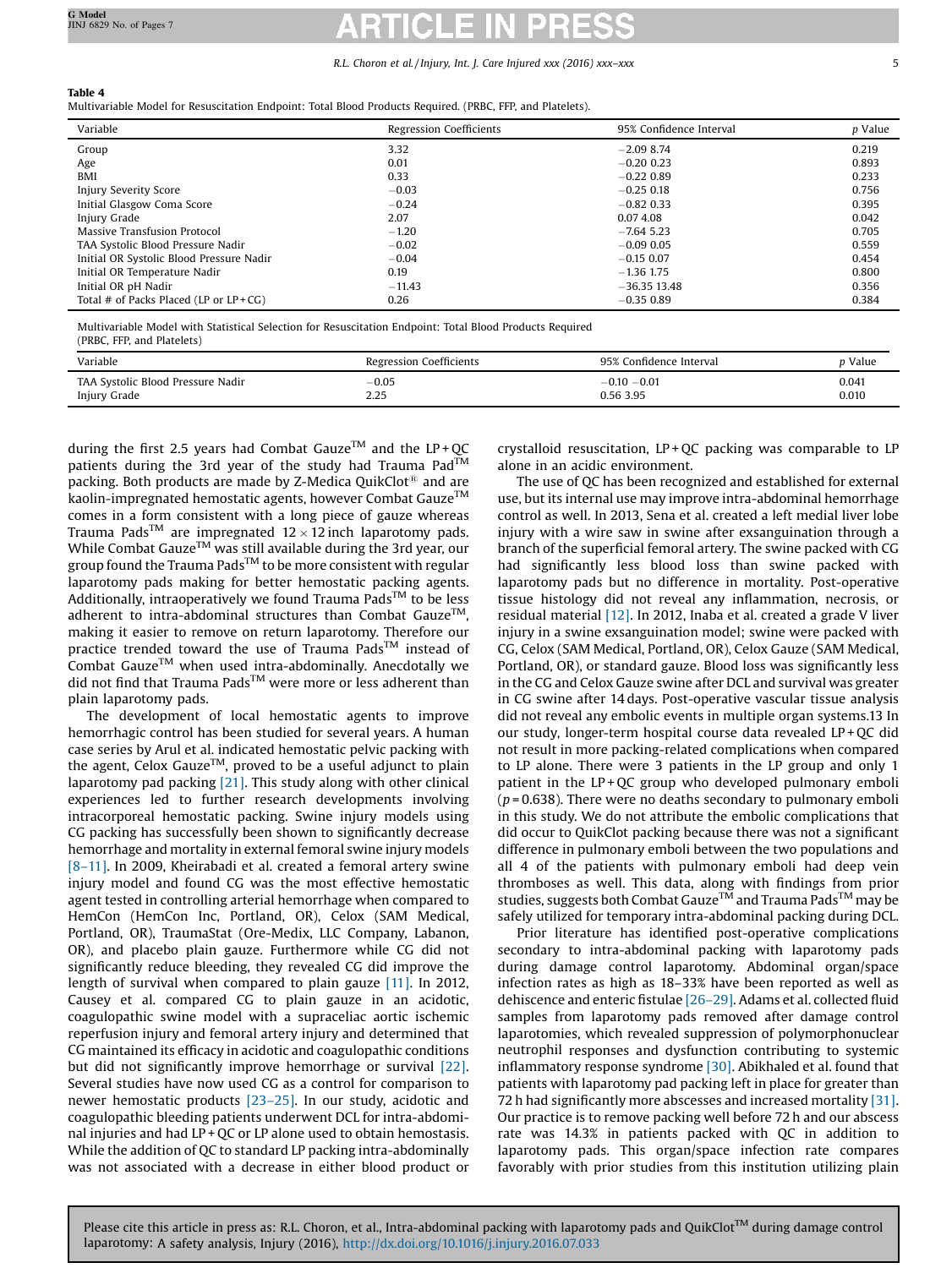**Table 4**
Multivariable Model for Resuscitation Endpoint: Total Blood Products Required. (PRBC, FFP, and Platelets).

| Variable | Regression Coefficients | 95% Confidence Interval | *p* Value |
|---|---|---|---|
| Group | 3.32 | −2.09 8.74 | 0.219 |
| Age | 0.01 | −0.20 0.23 | 0.893 |
| BMI | 0.33 | −0.22 0.89 | 0.233 |
| Injury Severity Score | −0.03 | −0.25 0.18 | 0.756 |
| Initial Glasgow Coma Score | −0.24 | −0.82 0.33 | 0.395 |
| Injury Grade | 2.07 | 0.07 4.08 | 0.042 |
| Massive Transfusion Protocol | −1.20 | −7.64 5.23 | 0.705 |
| TAA Systolic Blood Pressure Nadir | −0.02 | −0.09 0.05 | 0.559 |
| Initial OR Systolic Blood Pressure Nadir | −0.04 | −0.15 0.07 | 0.454 |
| Initial OR Temperature Nadir | 0.19 | −1.36 1.75 | 0.800 |
| Initial OR pH Nadir | −11.43 | −36.35 13.48 | 0.356 |
| Total # of Packs Placed (LP or LP + CG) | 0.26 | −0.35 0.89 | 0.384 |

Multivariable Model with Statistical Selection for Resuscitation Endpoint: Total Blood Products Required (PRBC, FFP, and Platelets)

| Variable | Regression Coefficients | 95% Confidence Interval | *p* Value |
|---|---|---|---|
| TAA Systolic Blood Pressure Nadir | −0.05 | −0.10 −0.01 | 0.041 |
| Injury Grade | 2.25 | 0.56 3.95 | 0.010 |

during the first 2.5 years had Combat Gauze™ and the LP + QC patients during the 3rd year of the study had Trauma Pad™ packing. Both products are made by Z-Medica QuikClot® and are kaolin-impregnated hemostatic agents, however Combat Gauze™ comes in a form consistent with a long piece of gauze whereas Trauma Pads™ are impregnated 12 × 12 inch laparotomy pads. While Combat Gauze™ was still available during the 3rd year, our group found the Trauma Pads™ to be more consistent with regular laparotomy pads making for better hemostatic packing agents. Additionally, intraoperatively we found Trauma Pads™ to be less adherent to intra-abdominal structures than Combat Gauze™, making it easier to remove on return laparotomy. Therefore our practice trended toward the use of Trauma Pads™ instead of Combat Gauze™ when used intra-abdominally. Anecdotally we did not find that Trauma Pads™ were more or less adherent than plain laparotomy pads.

The development of local hemostatic agents to improve hemorrhagic control has been studied for several years. A human case series by Arul et al. indicated hemostatic pelvic packing with the agent, Celox Gauze™, proved to be a useful adjunct to plain laparotomy pad packing [21]. This study along with other clinical experiences led to further research developments involving intracorporeal hemostatic packing. Swine injury models using CG packing has successfully been shown to significantly decrease hemorrhage and mortality in external femoral swine injury models [8–11]. In 2009, Kheirabadi et al. created a femoral artery swine injury model and found CG was the most effective hemostatic agent tested in controlling arterial hemorrhage when compared to HemCon (HemCon Inc, Portland, OR), Celox (SAM Medical, Portland, OR), TraumaStat (Ore-Medix, LLC Company, Labanon, OR), and placebo plain gauze. Furthermore while CG did not significantly reduce bleeding, they revealed CG did improve the length of survival when compared to plain gauze [11]. In 2012, Causey et al. compared CG to plain gauze in an acidotic, coagulopathic swine model with a supraceliac aortic ischemic reperfusion injury and femoral artery injury and determined that CG maintained its efficacy in acidotic and coagulopathic conditions but did not significantly improve hemorrhage or survival [22]. Several studies have now used CG as a control for comparison to newer hemostatic products [23–25]. In our study, acidotic and coagulopathic bleeding patients underwent DCL for intra-abdominal injuries and had LP + QC or LP alone used to obtain hemostasis. While the addition of QC to standard LP packing intra-abdominally was not associated with a decrease in either blood product or crystalloid resuscitation, LP + QC packing was comparable to LP alone in an acidic environment.

The use of QC has been recognized and established for external use, but its internal use may improve intra-abdominal hemorrhage control as well. In 2013, Sena et al. created a left medial liver lobe injury with a wire saw in swine after exsanguination through a branch of the superficial femoral artery. The swine packed with CG had significantly less blood loss than swine packed with laparotomy pads but no difference in mortality. Post-operative tissue histology did not reveal any inflammation, necrosis, or residual material [12]. In 2012, Inaba et al. created a grade V liver injury in a swine exsanguination model; swine were packed with CG, Celox (SAM Medical, Portland, OR), Celox Gauze (SAM Medical, Portland, OR), or standard gauze. Blood loss was significantly less in the CG and Celox Gauze swine after DCL and survival was greater in CG swine after 14 days. Post-operative vascular tissue analysis did not reveal any embolic events in multiple organ systems.13 In our study, longer-term hospital course data revealed LP + QC did not result in more packing-related complications when compared to LP alone. There were 3 patients in the LP group and only 1 patient in the LP + QC group who developed pulmonary emboli ($p = 0.638$). There were no deaths secondary to pulmonary emboli in this study. We do not attribute the embolic complications that did occur to QuikClot packing because there was not a significant difference in pulmonary emboli between the two populations and all 4 of the patients with pulmonary emboli had deep vein thromboses as well. This data, along with findings from prior studies, suggests both Combat Gauze™ and Trauma Pads™ may be safely utilized for temporary intra-abdominal packing during DCL.

Prior literature has identified post-operative complications secondary to intra-abdominal packing with laparotomy pads during damage control laparotomy. Abdominal organ/space infection rates as high as 18–33% have been reported as well as dehiscence and enteric fistulae [26–29]. Adams et al. collected fluid samples from laparotomy pads removed after damage control laparotomies, which revealed suppression of polymorphonuclear neutrophil responses and dysfunction contributing to systemic inflammatory response syndrome [30]. Abikhaled et al. found that patients with laparotomy pad packing left in place for greater than 72 h had significantly more abscesses and increased mortality [31]. Our practice is to remove packing well before 72 h and our abscess rate was 14.3% in patients packed with QC in addition to laparotomy pads. This organ/space infection rate compares favorably with prior studies from this institution utilizing plain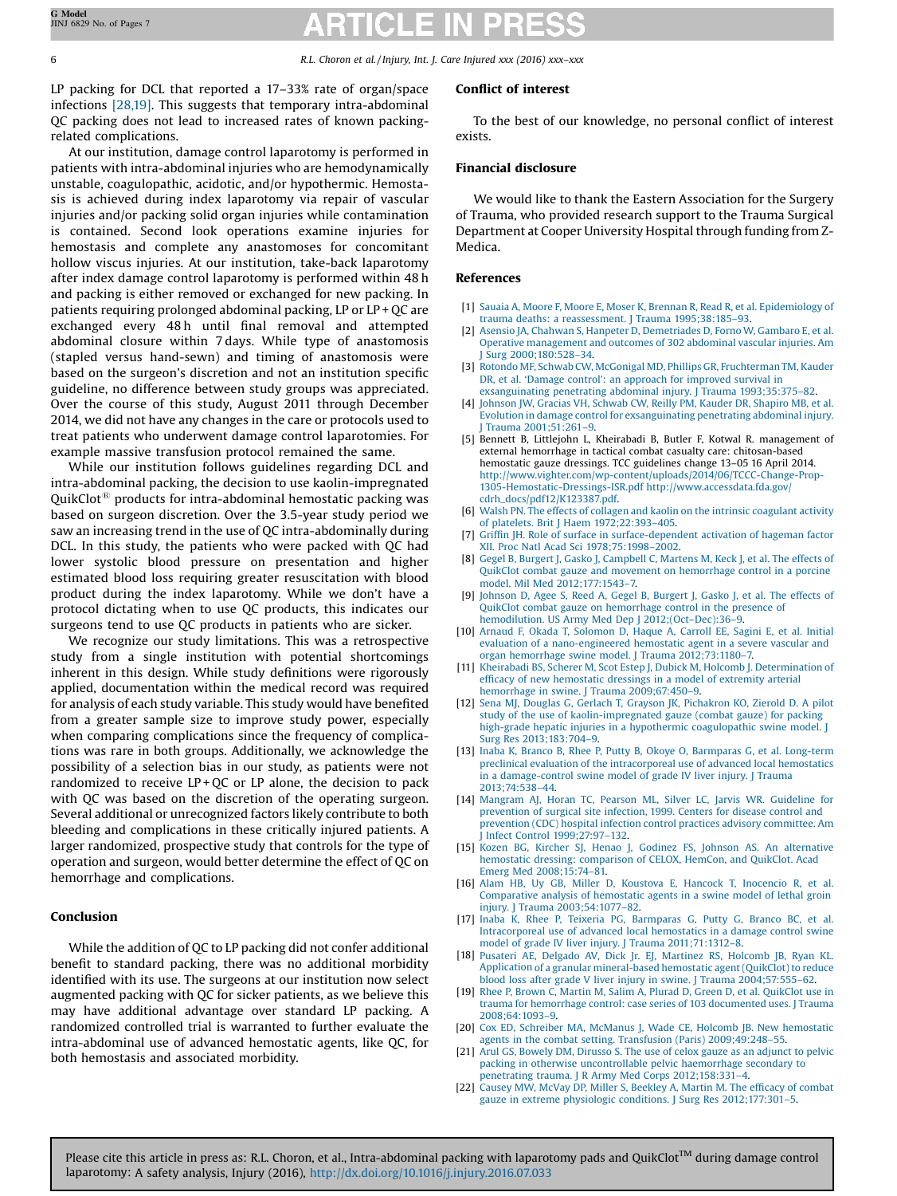LP packing for DCL that reported a 17–33% rate of organ/space infections [28,19]. This suggests that temporary intra-abdominal QC packing does not lead to increased rates of known packing-related complications.

At our institution, damage control laparotomy is performed in patients with intra-abdominal injuries who are hemodynamically unstable, coagulopathic, acidotic, and/or hypothermic. Hemostasis is achieved during index laparotomy via repair of vascular injuries and/or packing solid organ injuries while contamination is contained. Second look operations examine injuries for hemostasis and complete any anastomoses for concomitant hollow viscus injuries. At our institution, take-back laparotomy after index damage control laparotomy is performed within 48 h and packing is either removed or exchanged for new packing. In patients requiring prolonged abdominal packing, LP or LP + QC are exchanged every 48 h until final removal and attempted abdominal closure within 7 days. While type of anastomosis (stapled versus hand-sewn) and timing of anastomosis were based on the surgeon's discretion and not an institution specific guideline, no difference between study groups was appreciated. Over the course of this study, August 2011 through December 2014, we did not have any changes in the care or protocols used to treat patients who underwent damage control laparotomies. For example massive transfusion protocol remained the same.

While our institution follows guidelines regarding DCL and intra-abdominal packing, the decision to use kaolin-impregnated QuikClot® products for intra-abdominal hemostatic packing was based on surgeon discretion. Over the 3.5-year study period we saw an increasing trend in the use of QC intra-abdominally during DCL. In this study, the patients who were packed with QC had lower systolic blood pressure on presentation and higher estimated blood loss requiring greater resuscitation with blood product during the index laparotomy. While we don't have a protocol dictating when to use QC products, this indicates our surgeons tend to use QC products in patients who are sicker.

We recognize our study limitations. This was a retrospective study from a single institution with potential shortcomings inherent in this design. While study definitions were rigorously applied, documentation within the medical record was required for analysis of each study variable. This study would have benefited from a greater sample size to improve study power, especially when comparing complications since the frequency of complications was rare in both groups. Additionally, we acknowledge the possibility of a selection bias in our study, as patients were not randomized to receive LP + QC or LP alone, the decision to pack with QC was based on the discretion of the operating surgeon. Several additional or unrecognized factors likely contribute to both bleeding and complications in these critically injured patients. A larger randomized, prospective study that controls for the type of operation and surgeon, would better determine the effect of QC on hemorrhage and complications.

## Conclusion

While the addition of QC to LP packing did not confer additional benefit to standard packing, there was no additional morbidity identified with its use. The surgeons at our institution now select augmented packing with QC for sicker patients, as we believe this may have additional advantage over standard LP packing. A randomized controlled trial is warranted to further evaluate the intra-abdominal use of advanced hemostatic agents, like QC, for both hemostasis and associated morbidity.

## Conflict of interest

To the best of our knowledge, no personal conflict of interest exists.

## Financial disclosure

We would like to thank the Eastern Association for the Surgery of Trauma, who provided research support to the Trauma Surgical Department at Cooper University Hospital through funding from Z-Medica.

## References

[1] Sauaia A, Moore F, Moore E, Moser K, Brennan R, Read R, et al. Epidemiology of trauma deaths: a reassessment. J Trauma 1995;38:185–93.

[2] Asensio JA, Chahwan S, Hanpeter D, Demetriades D, Forno W, Gambaro E, et al. Operative management and outcomes of 302 abdominal vascular injuries. Am J Surg 2000;180:528–34.

[3] Rotondo MF, Schwab CW, McGonigal MD, Phillips GR, Fruchterman TM, Kauder DR, et al. 'Damage control': an approach for improved survival in exsanguinating penetrating abdominal injury. J Trauma 1993;35:375–82.

[4] Johnson JW, Gracias VH, Schwab CW, Reilly PM, Kauder DR, Shapiro MB, et al. Evolution in damage control for exsanguinating penetrating abdominal injury. J Trauma 2001;51:261–9.

[5] Bennett B, Littlejohn L, Kheirabadi B, Butler F, Kotwal R. management of external hemorrhage in tactical combat casualty care: chitosan-based hemostatic gauze dressings. TCC guidelines change 13–05 16 April 2014. http://www.vighter.com/wp-content/uploads/2014/06/TCCC-Change-Prop-1305-Hemostatic-Dressings-ISR.pdf http://www.accessdata.fda.gov/cdrh_docs/pdf12/K123387.pdf.

[6] Walsh PN. The effects of collagen and kaolin on the intrinsic coagulant activity of platelets. Brit J Haem 1972;22:393–405.

[7] Griffin JH. Role of surface in surface-dependent activation of hageman factor XII. Proc Natl Acad Sci 1978;75:1998–2002.

[8] Gegel B, Burgert J, Gasko J, Campbell C, Martens M, Keck J, et al. The effects of QuikClot combat gauze and movement on hemorrhage control in a porcine model. Mil Med 2012;177:1543–7.

[9] Johnson D, Agee S, Reed A, Gegel B, Burgert J, Gasko J, et al. The effects of QuikClot combat gauze on hemorrhage control in the presence of hemodilution. US Army Med Dep J 2012;(Oct–Dec):36–9.

[10] Arnaud F, Okada T, Solomon D, Haque A, Carroll EE, Sagini E, et al. Initial evaluation of a nano-engineered hemostatic agent in a severe vascular and organ hemorrhage swine model. J Trauma 2012;73:1180–7.

[11] Kheirabadi BS, Scherer M, Scot Estep J, Dubick M, Holcomb J. Determination of efficacy of new hemostatic dressings in a model of extremity arterial hemorrhage in swine. J Trauma 2009;67:450–9.

[12] Sena MJ, Douglas G, Gerlach T, Grayson JK, Pichakron KO, Zierold D. A pilot study of the use of kaolin-impregnated gauze (combat gauze) for packing high-grade hepatic injuries in a hypothermic coagulopathic swine model. J Surg Res 2013;183:704–9.

[13] Inaba K, Branco B, Rhee P, Putty B, Okoye O, Barmparas G, et al. Long-term preclinical evaluation of the intracorporeal use of advanced local hemostatics in a damage-control swine model of grade IV liver injury. J Trauma 2013;74:538–44.

[14] Mangram AJ, Horan TC, Pearson ML, Silver LC, Jarvis WR. Guideline for prevention of surgical site infection, 1999. Centers for disease control and prevention (CDC) hospital infection control practices advisory committee. Am J Infect Control 1999;27:97–132.

[15] Kozen BG, Kircher SJ, Henao J, Godinez FS, Johnson AS. An alternative hemostatic dressing: comparison of CELOX, HemCon, and QuikClot. Acad Emerg Med 2008;15:74–81.

[16] Alam HB, Uy GB, Miller D, Koustova E, Hancock T, Inocencio R, et al. Comparative analysis of hemostatic agents in a swine model of lethal groin injury. J Trauma 2003;54:1077–82.

[17] Inaba K, Rhee P, Teixeria PG, Barmparas G, Putty G, Branco BC, et al. Intracorporeal use of advanced local hemostatics in a damage control swine model of grade IV liver injury. J Trauma 2011;71:1312–8.

[18] Pusateri AE, Delgado AV, Dick Jr. EJ, Martinez RS, Holcomb JB, Ryan KL. Application of a granular mineral-based hemostatic agent (QuikClot) to reduce blood loss after grade V liver injury in swine. J Trauma 2004;57:555–62.

[19] Rhee P, Brown C, Martin M, Salim A, Plurad D, Green D, et al. QuikClot use in trauma for hemorrhage control: case series of 103 documented uses. J Trauma 2008;64:1093–9.

[20] Cox ED, Schreiber MA, McManus J, Wade CE, Holcomb JB. New hemostatic agents in the combat setting. Transfusion (Paris) 2009;49:248–55.

[21] Arul GS, Bowely DM, Dirusso S. The use of celox gauze as an adjunct to pelvic packing in otherwise uncontrollable pelvic haemorrhage secondary to penetrating trauma. J R Army Med Corps 2012;158:331–4.

[22] Causey MW, McVay DP, Miller S, Beekley A, Martin M. The efficacy of combat gauze in extreme physiologic conditions. J Surg Res 2012;177:301–5.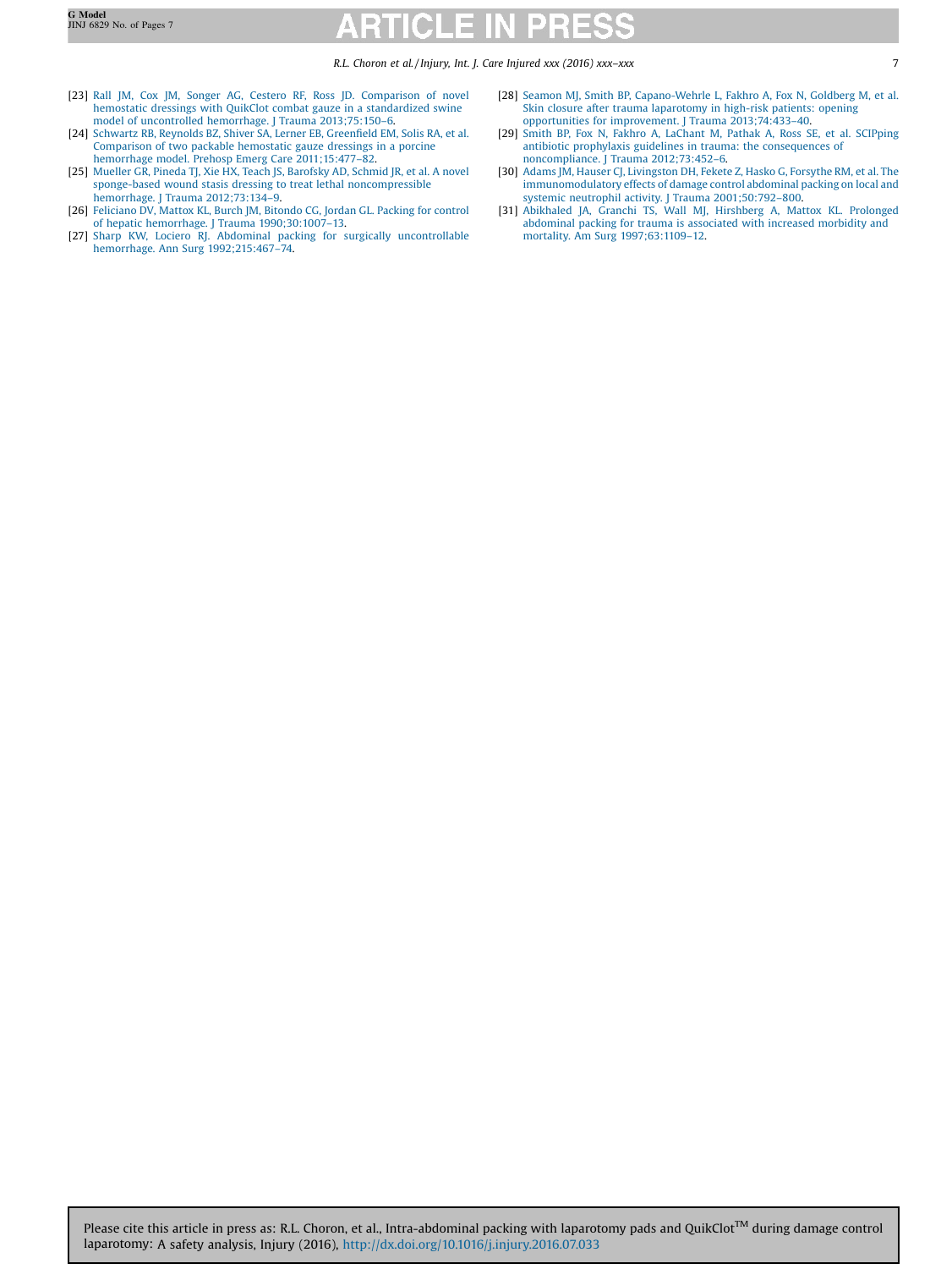[23] Rall JM, Cox JM, Songer AG, Cestero RF, Ross JD. Comparison of novel hemostatic dressings with QuikClot combat gauze in a standardized swine model of uncontrolled hemorrhage. J Trauma 2013;75:150–6.

[24] Schwartz RB, Reynolds BZ, Shiver SA, Lerner EB, Greenfield EM, Solis RA, et al. Comparison of two packable hemostatic gauze dressings in a porcine hemorrhage model. Prehosp Emerg Care 2011;15:477–82.

[25] Mueller GR, Pineda TJ, Xie HX, Teach JS, Barofsky AD, Schmid JR, et al. A novel sponge-based wound stasis dressing to treat lethal noncompressible hemorrhage. J Trauma 2012;73:134–9.

[26] Feliciano DV, Mattox KL, Burch JM, Bitondo CG, Jordan GL. Packing for control of hepatic hemorrhage. J Trauma 1990;30:1007–13.

[27] Sharp KW, Lociero RJ. Abdominal packing for surgically uncontrollable hemorrhage. Ann Surg 1992;215:467–74.

[28] Seamon MJ, Smith BP, Capano-Wehrle L, Fakhro A, Fox N, Goldberg M, et al. Skin closure after trauma laparotomy in high-risk patients: opening opportunities for improvement. J Trauma 2013;74:433–40.

[29] Smith BP, Fox N, Fakhro A, LaChant M, Pathak A, Ross SE, et al. SCIPping antibiotic prophylaxis guidelines in trauma: the consequences of noncompliance. J Trauma 2012;73:452–6.

[30] Adams JM, Hauser CJ, Livingston DH, Fekete Z, Hasko G, Forsythe RM, et al. The immunomodulatory effects of damage control abdominal packing on local and systemic neutrophil activity. J Trauma 2001;50:792–800.

[31] Abikhaled JA, Granchi TS, Wall MJ, Hirshberg A, Mattox KL. Prolonged abdominal packing for trauma is associated with increased morbidity and mortality. Am Surg 1997;63:1109–12.